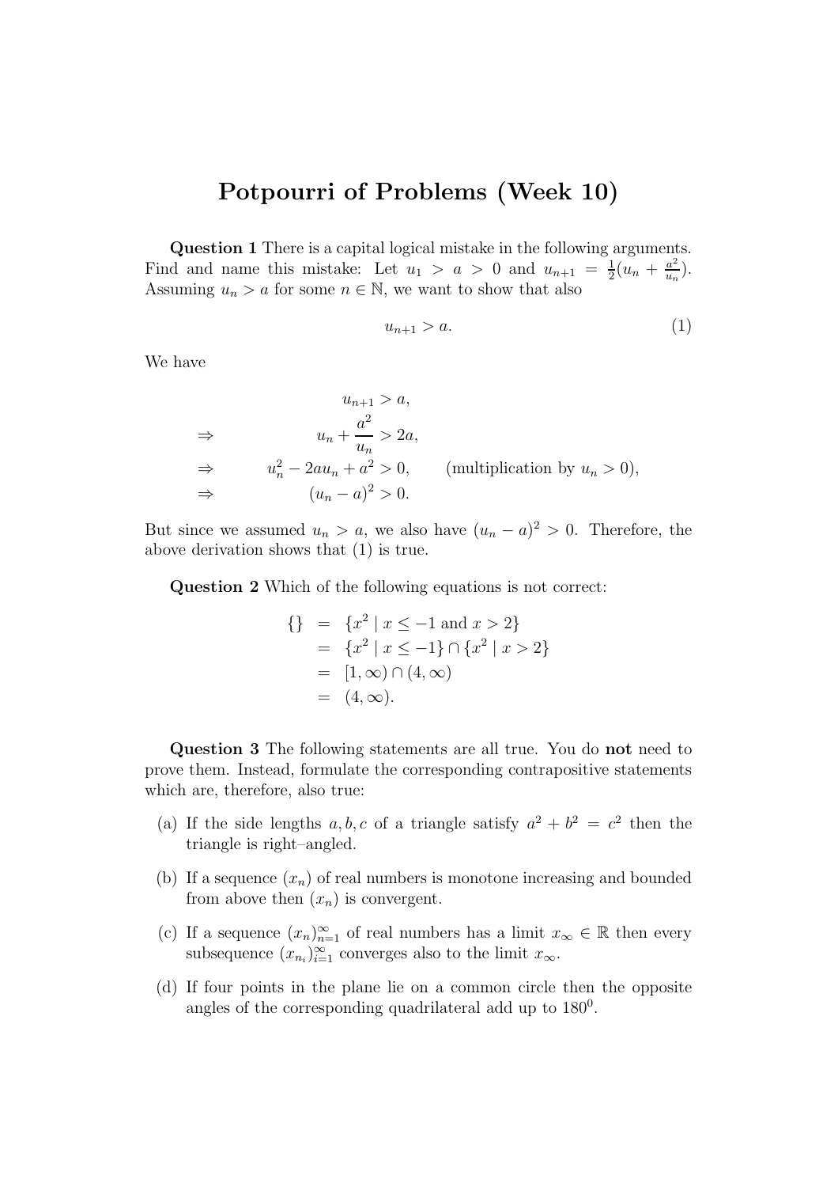# Potpourri of Problems (Week 10)

**Question 1** There is a capital logical mistake in the following arguments. Find and name this mistake: Let $u_1 > a > 0$ and $u_{n+1} = \frac{1}{2}(u_n + \frac{a^2}{u_n})$. Assuming $u_n > a$ for some $n \in \mathbb{N}$, we want to show that also

$$u_{n+1} > a. \tag{1}$$

We have

$$
\begin{array}{rll}
 & u_{n+1} > a, & \\
\Rightarrow & u_n + \dfrac{a^2}{u_n} > 2a, & \\
\Rightarrow & u_n^2 - 2au_n + a^2 > 0, & \text{(multiplication by } u_n > 0\text{)}, \\
\Rightarrow & (u_n - a)^2 > 0. &
\end{array}
$$

But since we assumed $u_n > a$, we also have $(u_n - a)^2 > 0$. Therefore, the above derivation shows that (1) is true.

**Question 2** Which of the following equations is not correct:

$$
\begin{aligned}
\{\} &= \{x^2 \mid x \leq -1 \text{ and } x > 2\} \\
&= \{x^2 \mid x \leq -1\} \cap \{x^2 \mid x > 2\} \\
&= [1, \infty) \cap (4, \infty) \\
&= (4, \infty).
\end{aligned}
$$

**Question 3** The following statements are all true. You do **not** need to prove them. Instead, formulate the corresponding contrapositive statements which are, therefore, also true:

(a) If the side lengths $a, b, c$ of a triangle satisfy $a^2 + b^2 = c^2$ then the triangle is right–angled.

(b) If a sequence $(x_n)$ of real numbers is monotone increasing and bounded from above then $(x_n)$ is convergent.

(c) If a sequence $(x_n)_{n=1}^{\infty}$ of real numbers has a limit $x_\infty \in \mathbb{R}$ then every subsequence $(x_{n_i})_{i=1}^{\infty}$ converges also to the limit $x_\infty$.

(d) If four points in the plane lie on a common circle then the opposite angles of the corresponding quadrilateral add up to $180^0$.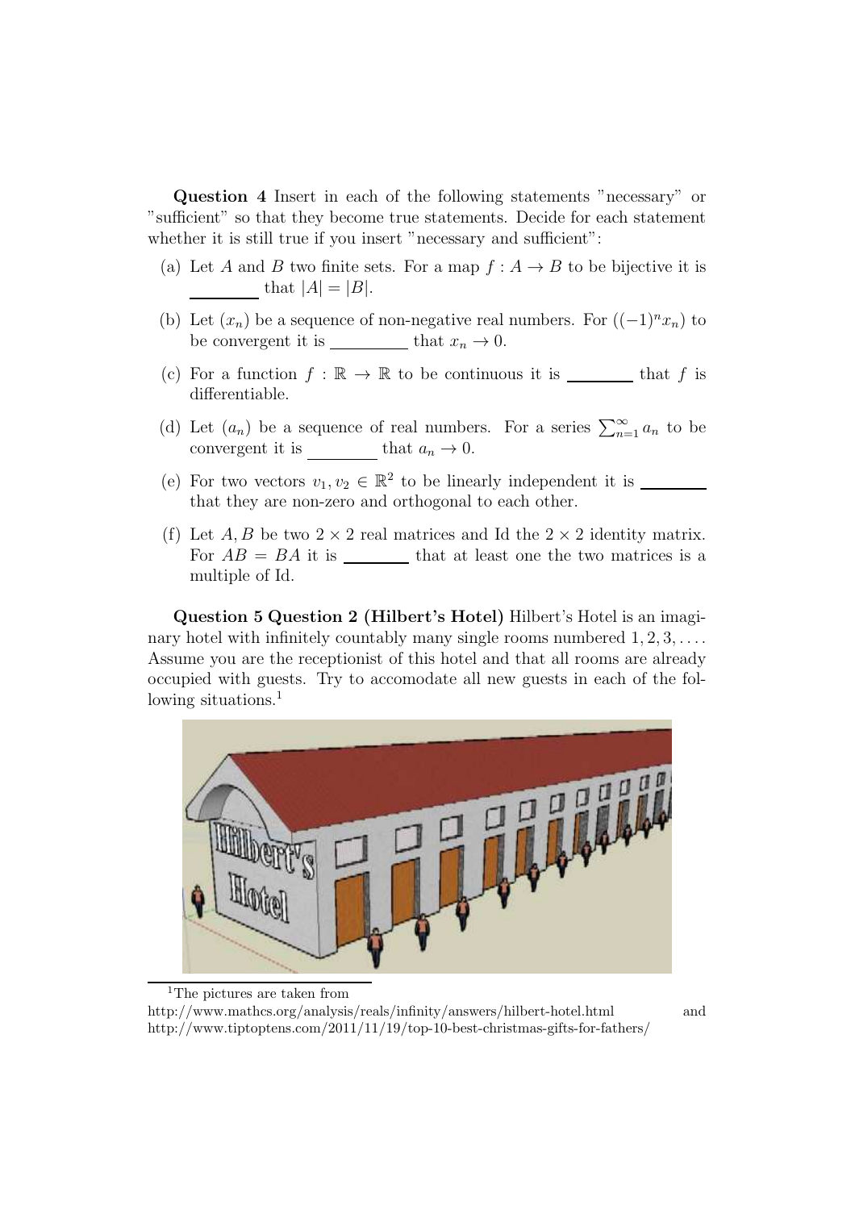**Question 4** Insert in each of the following statements "necessary" or "sufficient" so that they become true statements. Decide for each statement whether it is still true if you insert "necessary and sufficient":

(a) Let $A$ and $B$ two finite sets. For a map $f : A \to B$ to be bijective it is ________ that $|A| = |B|$.

(b) Let $(x_n)$ be a sequence of non-negative real numbers. For $((-1)^n x_n)$ to be convergent it is ________ that $x_n \to 0$.

(c) For a function $f : \mathbb{R} \to \mathbb{R}$ to be continuous it is ________ that $f$ is differentiable.

(d) Let $(a_n)$ be a sequence of real numbers. For a series $\sum_{n=1}^{\infty} a_n$ to be convergent it is ________ that $a_n \to 0$.

(e) For two vectors $v_1, v_2 \in \mathbb{R}^2$ to be linearly independent it is ________ that they are non-zero and orthogonal to each other.

(f) Let $A, B$ be two $2 \times 2$ real matrices and Id the $2 \times 2$ identity matrix. For $AB = BA$ it is ________ that at least one the two matrices is a multiple of Id.

**Question 5 Question 2 (Hilbert's Hotel)** Hilbert's Hotel is an imaginary hotel with infinitely countably many single rooms numbered $1, 2, 3, \ldots$. Assume you are the receptionist of this hotel and that all rooms are already occupied with guests. Try to accomodate all new guests in each of the following situations.[1]

[1] The pictures are taken from http://www.mathcs.org/analysis/reals/infinity/answers/hilbert-hotel.html and http://www.tiptoptens.com/2011/11/19/top-10-best-christmas-gifts-for-fathers/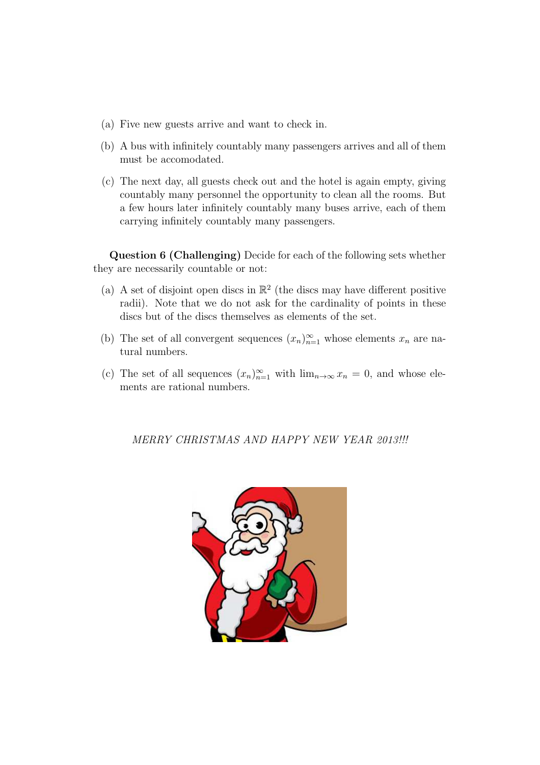(a) Five new guests arrive and want to check in.

(b) A bus with infinitely countably many passengers arrives and all of them must be accomodated.

(c) The next day, all guests check out and the hotel is again empty, giving countably many personnel the opportunity to clean all the rooms. But a few hours later infinitely countably many buses arrive, each of them carrying infinitely countably many passengers.

**Question 6 (Challenging)** Decide for each of the following sets whether they are necessarily countable or not:

(a) A set of disjoint open discs in $\mathbb{R}^2$ (the discs may have different positive radii). Note that we do not ask for the cardinality of points in these discs but of the discs themselves as elements of the set.

(b) The set of all convergent sequences $(x_n)_{n=1}^{\infty}$ whose elements $x_n$ are natural numbers.

(c) The set of all sequences $(x_n)_{n=1}^{\infty}$ with $\lim_{n\to\infty} x_n = 0$, and whose elements are rational numbers.

*MERRY CHRISTMAS AND HAPPY NEW YEAR 2013!!!*